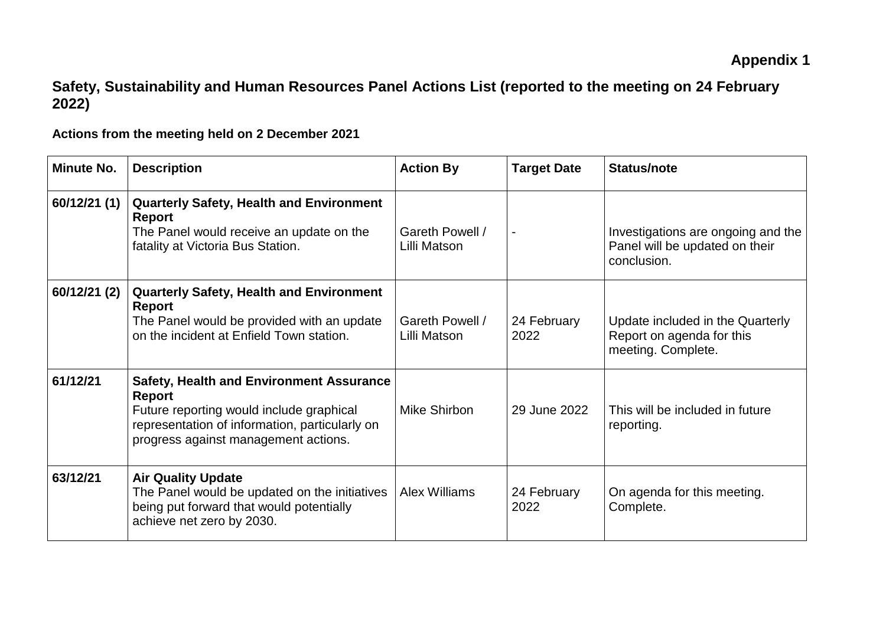**Appendix 1**

## Safety, Sustainability and Human Resources Panel Actions List (reported to the meeting on 24 February 2022)

### Actions from the meeting held on 2 December 2021

| Minute No. | Description | Action By | Target Date | Status/note |
|---|---|---|---|---|
| 60/12/21 (1) | **Quarterly Safety, Health and Environment Report**<br>The Panel would receive an update on the fatality at Victoria Bus Station. | Gareth Powell / Lilli Matson | - | Investigations are ongoing and the Panel will be updated on their conclusion. |
| 60/12/21 (2) | **Quarterly Safety, Health and Environment Report**<br>The Panel would be provided with an update on the incident at Enfield Town station. | Gareth Powell / Lilli Matson | 24 February 2022 | Update included in the Quarterly Report on agenda for this meeting. Complete. |
| 61/12/21 | **Safety, Health and Environment Assurance Report**<br>Future reporting would include graphical representation of information, particularly on progress against management actions. | Mike Shirbon | 29 June 2022 | This will be included in future reporting. |
| 63/12/21 | **Air Quality Update**<br>The Panel would be updated on the initiatives being put forward that would potentially achieve net zero by 2030. | Alex Williams | 24 February 2022 | On agenda for this meeting. Complete. |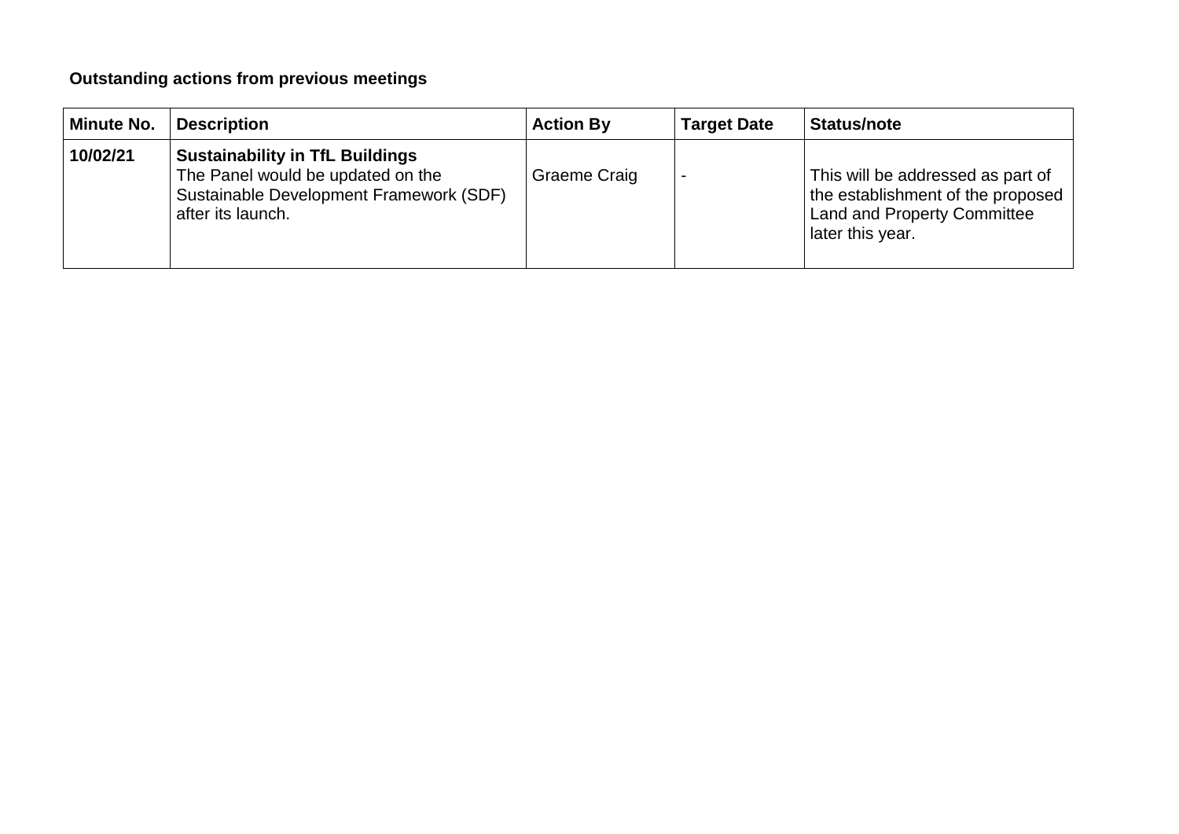**Outstanding actions from previous meetings**

| Minute No. | Description | Action By | Target Date | Status/note |
|---|---|---|---|---|
| 10/02/21 | **Sustainability in TfL Buildings** The Panel would be updated on the Sustainable Development Framework (SDF) after its launch. | Graeme Craig | - | This will be addressed as part of the establishment of the proposed Land and Property Committee later this year. |